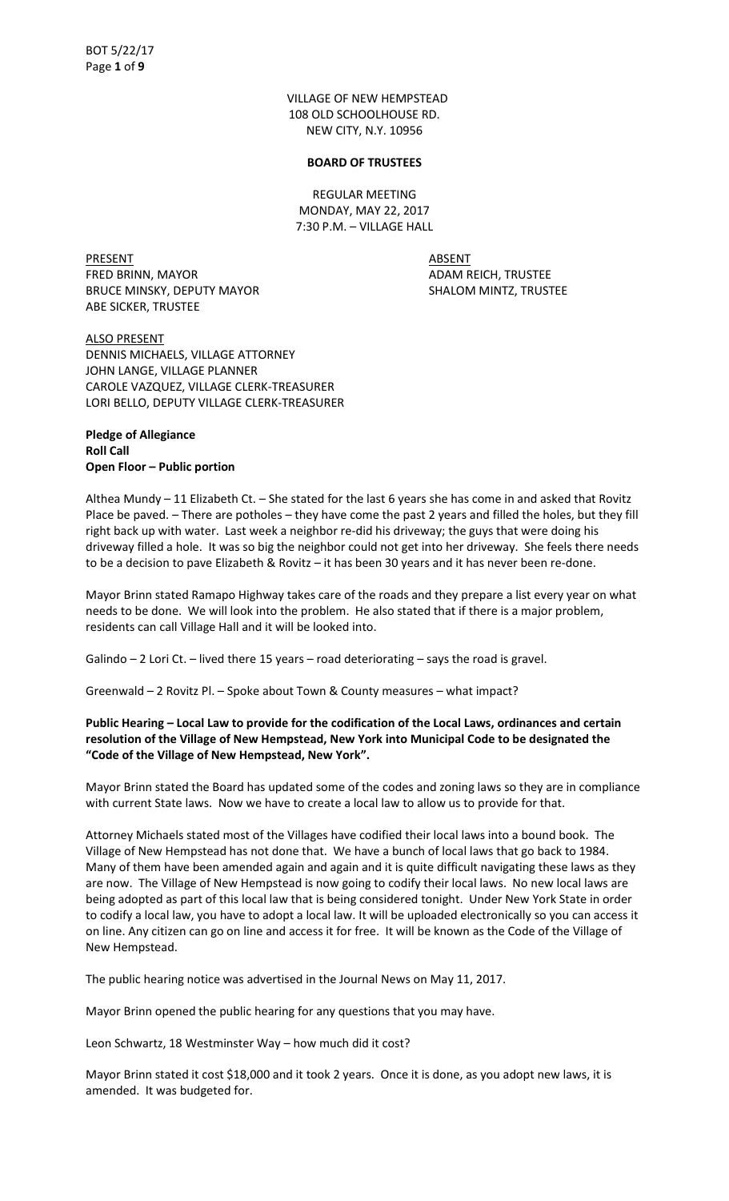VILLAGE OF NEW HEMPSTEAD
108 OLD SCHOOLHOUSE RD.
NEW CITY, N.Y. 10956

**BOARD OF TRUSTEES**

REGULAR MEETING
MONDAY, MAY 22, 2017
7:30 P.M. – VILLAGE HALL

| PRESENT | ABSENT |
|---|---|
| FRED BRINN, MAYOR | ADAM REICH, TRUSTEE |
| BRUCE MINSKY, DEPUTY MAYOR | SHALOM MINTZ, TRUSTEE |
| ABE SICKER, TRUSTEE | |

ALSO PRESENT
DENNIS MICHAELS, VILLAGE ATTORNEY
JOHN LANGE, VILLAGE PLANNER
CAROLE VAZQUEZ, VILLAGE CLERK-TREASURER
LORI BELLO, DEPUTY VILLAGE CLERK-TREASURER

**Pledge of Allegiance**
**Roll Call**
**Open Floor – Public portion**

Althea Mundy – 11 Elizabeth Ct. – She stated for the last 6 years she has come in and asked that Rovitz Place be paved. – There are potholes – they have come the past 2 years and filled the holes, but they fill right back up with water. Last week a neighbor re-did his driveway; the guys that were doing his driveway filled a hole. It was so big the neighbor could not get into her driveway. She feels there needs to be a decision to pave Elizabeth & Rovitz – it has been 30 years and it has never been re-done.

Mayor Brinn stated Ramapo Highway takes care of the roads and they prepare a list every year on what needs to be done. We will look into the problem. He also stated that if there is a major problem, residents can call Village Hall and it will be looked into.

Galindo – 2 Lori Ct. – lived there 15 years – road deteriorating – says the road is gravel.

Greenwald – 2 Rovitz Pl. – Spoke about Town & County measures – what impact?

**Public Hearing – Local Law to provide for the codification of the Local Laws, ordinances and certain resolution of the Village of New Hempstead, New York into Municipal Code to be designated the "Code of the Village of New Hempstead, New York".**

Mayor Brinn stated the Board has updated some of the codes and zoning laws so they are in compliance with current State laws. Now we have to create a local law to allow us to provide for that.

Attorney Michaels stated most of the Villages have codified their local laws into a bound book. The Village of New Hempstead has not done that. We have a bunch of local laws that go back to 1984. Many of them have been amended again and again and it is quite difficult navigating these laws as they are now. The Village of New Hempstead is now going to codify their local laws. No new local laws are being adopted as part of this local law that is being considered tonight. Under New York State in order to codify a local law, you have to adopt a local law. It will be uploaded electronically so you can access it on line. Any citizen can go on line and access it for free. It will be known as the Code of the Village of New Hempstead.

The public hearing notice was advertised in the Journal News on May 11, 2017.

Mayor Brinn opened the public hearing for any questions that you may have.

Leon Schwartz, 18 Westminster Way – how much did it cost?

Mayor Brinn stated it cost $18,000 and it took 2 years. Once it is done, as you adopt new laws, it is amended. It was budgeted for.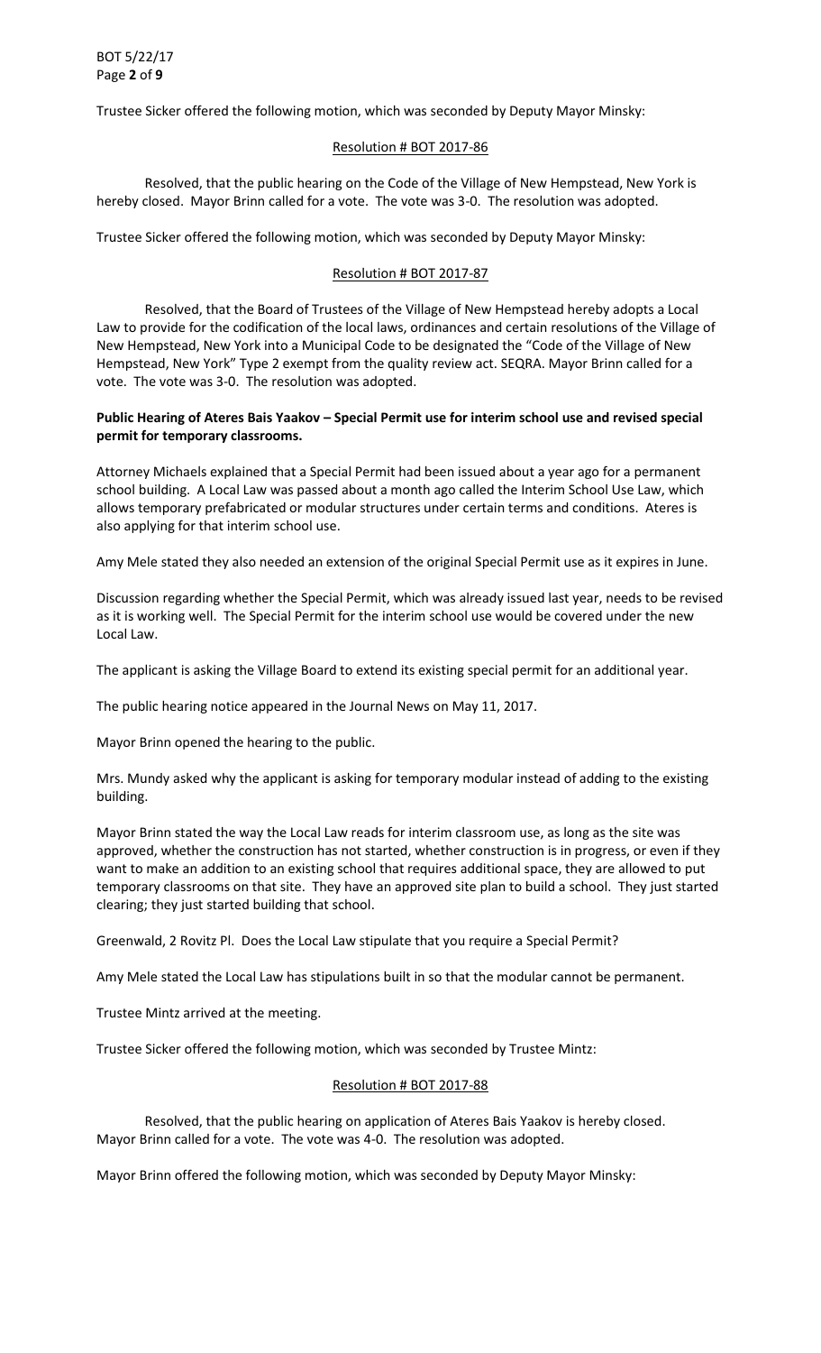Trustee Sicker offered the following motion, which was seconded by Deputy Mayor Minsky:

Resolution # BOT 2017-86

Resolved, that the public hearing on the Code of the Village of New Hempstead, New York is hereby closed. Mayor Brinn called for a vote. The vote was 3-0. The resolution was adopted.

Trustee Sicker offered the following motion, which was seconded by Deputy Mayor Minsky:

Resolution # BOT 2017-87

Resolved, that the Board of Trustees of the Village of New Hempstead hereby adopts a Local Law to provide for the codification of the local laws, ordinances and certain resolutions of the Village of New Hempstead, New York into a Municipal Code to be designated the "Code of the Village of New Hempstead, New York" Type 2 exempt from the quality review act. SEQRA. Mayor Brinn called for a vote. The vote was 3-0. The resolution was adopted.

**Public Hearing of Ateres Bais Yaakov – Special Permit use for interim school use and revised special permit for temporary classrooms.**

Attorney Michaels explained that a Special Permit had been issued about a year ago for a permanent school building. A Local Law was passed about a month ago called the Interim School Use Law, which allows temporary prefabricated or modular structures under certain terms and conditions. Ateres is also applying for that interim school use.

Amy Mele stated they also needed an extension of the original Special Permit use as it expires in June.

Discussion regarding whether the Special Permit, which was already issued last year, needs to be revised as it is working well. The Special Permit for the interim school use would be covered under the new Local Law.

The applicant is asking the Village Board to extend its existing special permit for an additional year.

The public hearing notice appeared in the Journal News on May 11, 2017.

Mayor Brinn opened the hearing to the public.

Mrs. Mundy asked why the applicant is asking for temporary modular instead of adding to the existing building.

Mayor Brinn stated the way the Local Law reads for interim classroom use, as long as the site was approved, whether the construction has not started, whether construction is in progress, or even if they want to make an addition to an existing school that requires additional space, they are allowed to put temporary classrooms on that site. They have an approved site plan to build a school. They just started clearing; they just started building that school.

Greenwald, 2 Rovitz Pl. Does the Local Law stipulate that you require a Special Permit?

Amy Mele stated the Local Law has stipulations built in so that the modular cannot be permanent.

Trustee Mintz arrived at the meeting.

Trustee Sicker offered the following motion, which was seconded by Trustee Mintz:

Resolution # BOT 2017-88

Resolved, that the public hearing on application of Ateres Bais Yaakov is hereby closed. Mayor Brinn called for a vote. The vote was 4-0. The resolution was adopted.

Mayor Brinn offered the following motion, which was seconded by Deputy Mayor Minsky: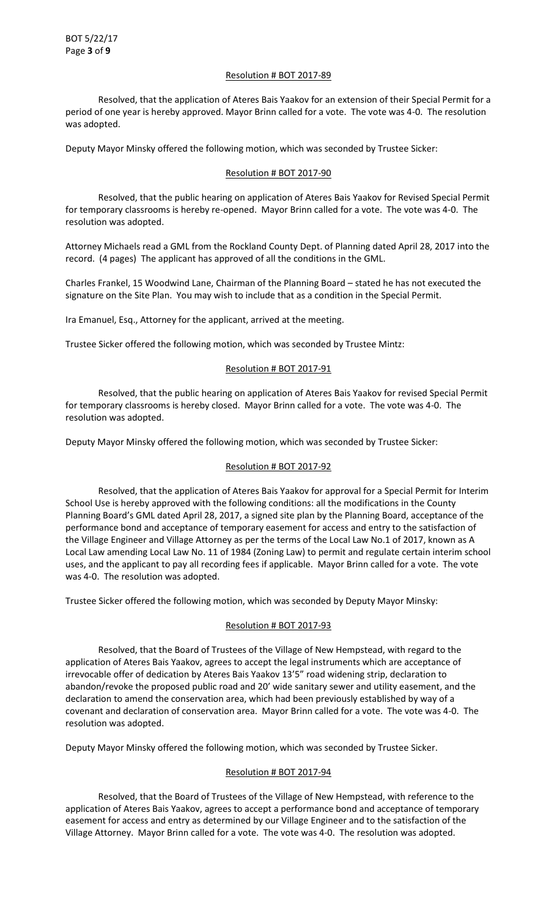Resolution # BOT 2017-89

Resolved, that the application of Ateres Bais Yaakov for an extension of their Special Permit for a period of one year is hereby approved. Mayor Brinn called for a vote. The vote was 4-0. The resolution was adopted.

Deputy Mayor Minsky offered the following motion, which was seconded by Trustee Sicker:

Resolution # BOT 2017-90

Resolved, that the public hearing on application of Ateres Bais Yaakov for Revised Special Permit for temporary classrooms is hereby re-opened. Mayor Brinn called for a vote. The vote was 4-0. The resolution was adopted.

Attorney Michaels read a GML from the Rockland County Dept. of Planning dated April 28, 2017 into the record. (4 pages) The applicant has approved of all the conditions in the GML.

Charles Frankel, 15 Woodwind Lane, Chairman of the Planning Board – stated he has not executed the signature on the Site Plan. You may wish to include that as a condition in the Special Permit.

Ira Emanuel, Esq., Attorney for the applicant, arrived at the meeting.

Trustee Sicker offered the following motion, which was seconded by Trustee Mintz:

Resolution # BOT 2017-91

Resolved, that the public hearing on application of Ateres Bais Yaakov for revised Special Permit for temporary classrooms is hereby closed. Mayor Brinn called for a vote. The vote was 4-0. The resolution was adopted.

Deputy Mayor Minsky offered the following motion, which was seconded by Trustee Sicker:

Resolution # BOT 2017-92

Resolved, that the application of Ateres Bais Yaakov for approval for a Special Permit for Interim School Use is hereby approved with the following conditions: all the modifications in the County Planning Board's GML dated April 28, 2017, a signed site plan by the Planning Board, acceptance of the performance bond and acceptance of temporary easement for access and entry to the satisfaction of the Village Engineer and Village Attorney as per the terms of the Local Law No.1 of 2017, known as A Local Law amending Local Law No. 11 of 1984 (Zoning Law) to permit and regulate certain interim school uses, and the applicant to pay all recording fees if applicable. Mayor Brinn called for a vote. The vote was 4-0. The resolution was adopted.

Trustee Sicker offered the following motion, which was seconded by Deputy Mayor Minsky:

Resolution # BOT 2017-93

Resolved, that the Board of Trustees of the Village of New Hempstead, with regard to the application of Ateres Bais Yaakov, agrees to accept the legal instruments which are acceptance of irrevocable offer of dedication by Ateres Bais Yaakov 13'5" road widening strip, declaration to abandon/revoke the proposed public road and 20' wide sanitary sewer and utility easement, and the declaration to amend the conservation area, which had been previously established by way of a covenant and declaration of conservation area. Mayor Brinn called for a vote. The vote was 4-0. The resolution was adopted.

Deputy Mayor Minsky offered the following motion, which was seconded by Trustee Sicker.

Resolution # BOT 2017-94

Resolved, that the Board of Trustees of the Village of New Hempstead, with reference to the application of Ateres Bais Yaakov, agrees to accept a performance bond and acceptance of temporary easement for access and entry as determined by our Village Engineer and to the satisfaction of the Village Attorney. Mayor Brinn called for a vote. The vote was 4-0. The resolution was adopted.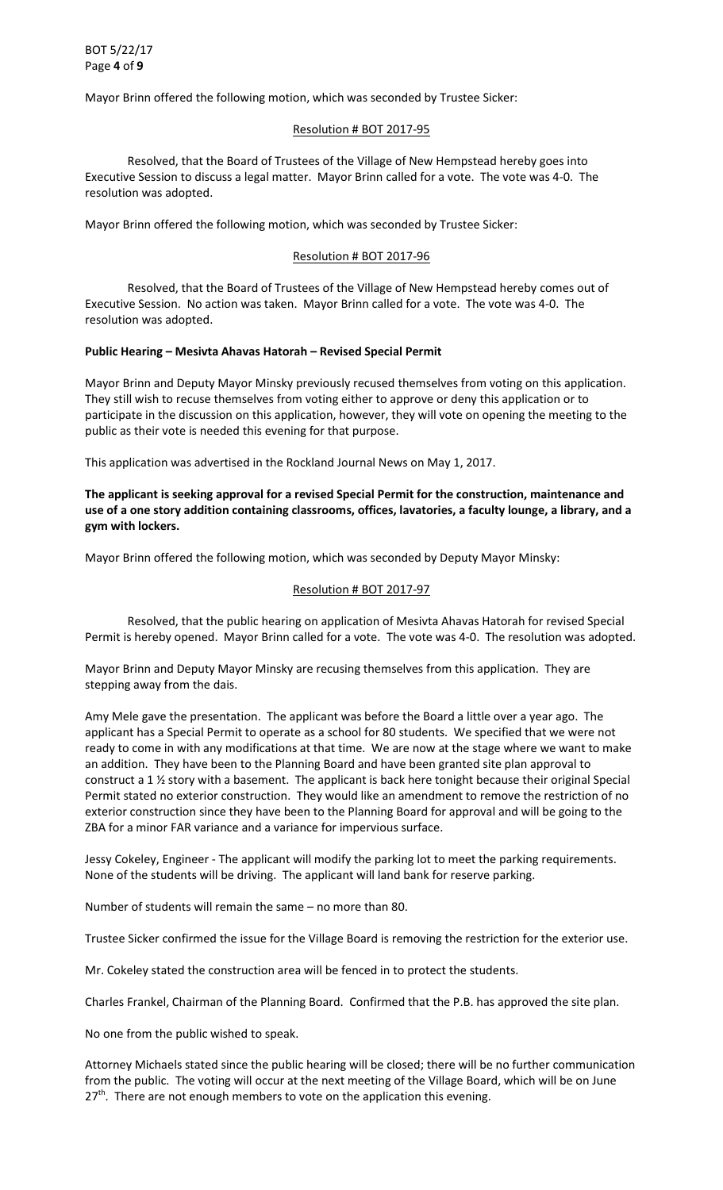Mayor Brinn offered the following motion, which was seconded by Trustee Sicker:

Resolution # BOT 2017-95

Resolved, that the Board of Trustees of the Village of New Hempstead hereby goes into Executive Session to discuss a legal matter. Mayor Brinn called for a vote. The vote was 4-0. The resolution was adopted.

Mayor Brinn offered the following motion, which was seconded by Trustee Sicker:

Resolution # BOT 2017-96

Resolved, that the Board of Trustees of the Village of New Hempstead hereby comes out of Executive Session. No action was taken. Mayor Brinn called for a vote. The vote was 4-0. The resolution was adopted.

**Public Hearing – Mesivta Ahavas Hatorah – Revised Special Permit**

Mayor Brinn and Deputy Mayor Minsky previously recused themselves from voting on this application. They still wish to recuse themselves from voting either to approve or deny this application or to participate in the discussion on this application, however, they will vote on opening the meeting to the public as their vote is needed this evening for that purpose.

This application was advertised in the Rockland Journal News on May 1, 2017.

**The applicant is seeking approval for a revised Special Permit for the construction, maintenance and use of a one story addition containing classrooms, offices, lavatories, a faculty lounge, a library, and a gym with lockers.**

Mayor Brinn offered the following motion, which was seconded by Deputy Mayor Minsky:

Resolution # BOT 2017-97

Resolved, that the public hearing on application of Mesivta Ahavas Hatorah for revised Special Permit is hereby opened. Mayor Brinn called for a vote. The vote was 4-0. The resolution was adopted.

Mayor Brinn and Deputy Mayor Minsky are recusing themselves from this application. They are stepping away from the dais.

Amy Mele gave the presentation. The applicant was before the Board a little over a year ago. The applicant has a Special Permit to operate as a school for 80 students. We specified that we were not ready to come in with any modifications at that time. We are now at the stage where we want to make an addition. They have been to the Planning Board and have been granted site plan approval to construct a 1 ½ story with a basement. The applicant is back here tonight because their original Special Permit stated no exterior construction. They would like an amendment to remove the restriction of no exterior construction since they have been to the Planning Board for approval and will be going to the ZBA for a minor FAR variance and a variance for impervious surface.

Jessy Cokeley, Engineer - The applicant will modify the parking lot to meet the parking requirements. None of the students will be driving. The applicant will land bank for reserve parking.

Number of students will remain the same – no more than 80.

Trustee Sicker confirmed the issue for the Village Board is removing the restriction for the exterior use.

Mr. Cokeley stated the construction area will be fenced in to protect the students.

Charles Frankel, Chairman of the Planning Board. Confirmed that the P.B. has approved the site plan.

No one from the public wished to speak.

Attorney Michaels stated since the public hearing will be closed; there will be no further communication from the public. The voting will occur at the next meeting of the Village Board, which will be on June 27th. There are not enough members to vote on the application this evening.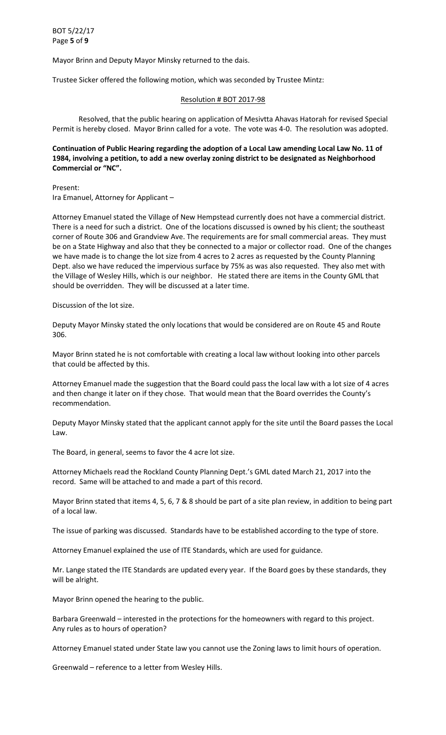Mayor Brinn and Deputy Mayor Minsky returned to the dais.

Trustee Sicker offered the following motion, which was seconded by Trustee Mintz:

Resolution # BOT 2017-98

Resolved, that the public hearing on application of Mesivtta Ahavas Hatorah for revised Special Permit is hereby closed. Mayor Brinn called for a vote. The vote was 4-0. The resolution was adopted.

**Continuation of Public Hearing regarding the adoption of a Local Law amending Local Law No. 11 of 1984, involving a petition, to add a new overlay zoning district to be designated as Neighborhood Commercial or "NC".**

Present:
Ira Emanuel, Attorney for Applicant –

Attorney Emanuel stated the Village of New Hempstead currently does not have a commercial district. There is a need for such a district. One of the locations discussed is owned by his client; the southeast corner of Route 306 and Grandview Ave. The requirements are for small commercial areas. They must be on a State Highway and also that they be connected to a major or collector road. One of the changes we have made is to change the lot size from 4 acres to 2 acres as requested by the County Planning Dept. also we have reduced the impervious surface by 75% as was also requested. They also met with the Village of Wesley Hills, which is our neighbor. He stated there are items in the County GML that should be overridden. They will be discussed at a later time.

Discussion of the lot size.

Deputy Mayor Minsky stated the only locations that would be considered are on Route 45 and Route 306.

Mayor Brinn stated he is not comfortable with creating a local law without looking into other parcels that could be affected by this.

Attorney Emanuel made the suggestion that the Board could pass the local law with a lot size of 4 acres and then change it later on if they chose. That would mean that the Board overrides the County's recommendation.

Deputy Mayor Minsky stated that the applicant cannot apply for the site until the Board passes the Local Law.

The Board, in general, seems to favor the 4 acre lot size.

Attorney Michaels read the Rockland County Planning Dept.'s GML dated March 21, 2017 into the record. Same will be attached to and made a part of this record.

Mayor Brinn stated that items 4, 5, 6, 7 & 8 should be part of a site plan review, in addition to being part of a local law.

The issue of parking was discussed. Standards have to be established according to the type of store.

Attorney Emanuel explained the use of ITE Standards, which are used for guidance.

Mr. Lange stated the ITE Standards are updated every year. If the Board goes by these standards, they will be alright.

Mayor Brinn opened the hearing to the public.

Barbara Greenwald – interested in the protections for the homeowners with regard to this project. Any rules as to hours of operation?

Attorney Emanuel stated under State law you cannot use the Zoning laws to limit hours of operation.

Greenwald – reference to a letter from Wesley Hills.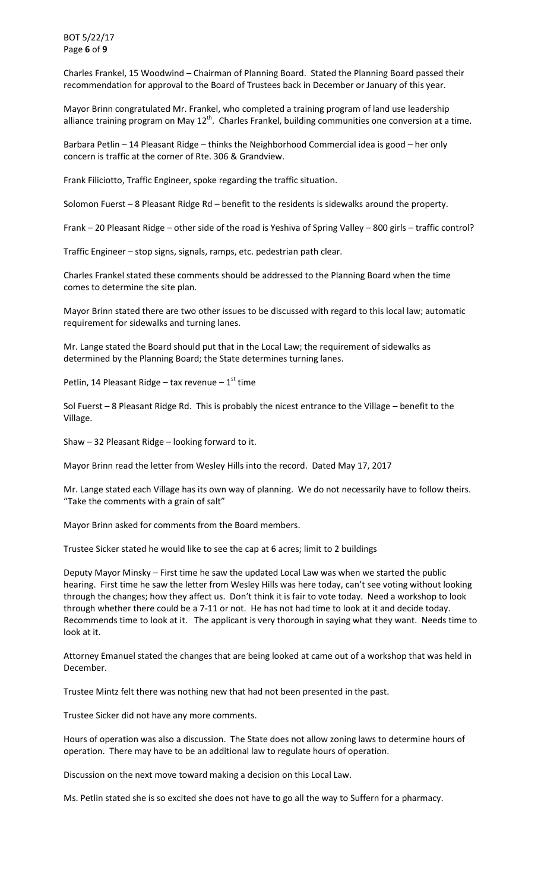Charles Frankel, 15 Woodwind – Chairman of Planning Board. Stated the Planning Board passed their recommendation for approval to the Board of Trustees back in December or January of this year.

Mayor Brinn congratulated Mr. Frankel, who completed a training program of land use leadership alliance training program on May 12th. Charles Frankel, building communities one conversion at a time.

Barbara Petlin – 14 Pleasant Ridge – thinks the Neighborhood Commercial idea is good – her only concern is traffic at the corner of Rte. 306 & Grandview.

Frank Filiciotto, Traffic Engineer, spoke regarding the traffic situation.

Solomon Fuerst – 8 Pleasant Ridge Rd – benefit to the residents is sidewalks around the property.

Frank – 20 Pleasant Ridge – other side of the road is Yeshiva of Spring Valley – 800 girls – traffic control?

Traffic Engineer – stop signs, signals, ramps, etc. pedestrian path clear.

Charles Frankel stated these comments should be addressed to the Planning Board when the time comes to determine the site plan.

Mayor Brinn stated there are two other issues to be discussed with regard to this local law; automatic requirement for sidewalks and turning lanes.

Mr. Lange stated the Board should put that in the Local Law; the requirement of sidewalks as determined by the Planning Board; the State determines turning lanes.

Petlin, 14 Pleasant Ridge – tax revenue – 1st time

Sol Fuerst – 8 Pleasant Ridge Rd. This is probably the nicest entrance to the Village – benefit to the Village.

Shaw – 32 Pleasant Ridge – looking forward to it.

Mayor Brinn read the letter from Wesley Hills into the record. Dated May 17, 2017

Mr. Lange stated each Village has its own way of planning. We do not necessarily have to follow theirs. "Take the comments with a grain of salt"

Mayor Brinn asked for comments from the Board members.

Trustee Sicker stated he would like to see the cap at 6 acres; limit to 2 buildings

Deputy Mayor Minsky – First time he saw the updated Local Law was when we started the public hearing. First time he saw the letter from Wesley Hills was here today, can't see voting without looking through the changes; how they affect us. Don't think it is fair to vote today. Need a workshop to look through whether there could be a 7-11 or not. He has not had time to look at it and decide today. Recommends time to look at it. The applicant is very thorough in saying what they want. Needs time to look at it.

Attorney Emanuel stated the changes that are being looked at came out of a workshop that was held in December.

Trustee Mintz felt there was nothing new that had not been presented in the past.

Trustee Sicker did not have any more comments.

Hours of operation was also a discussion. The State does not allow zoning laws to determine hours of operation. There may have to be an additional law to regulate hours of operation.

Discussion on the next move toward making a decision on this Local Law.

Ms. Petlin stated she is so excited she does not have to go all the way to Suffern for a pharmacy.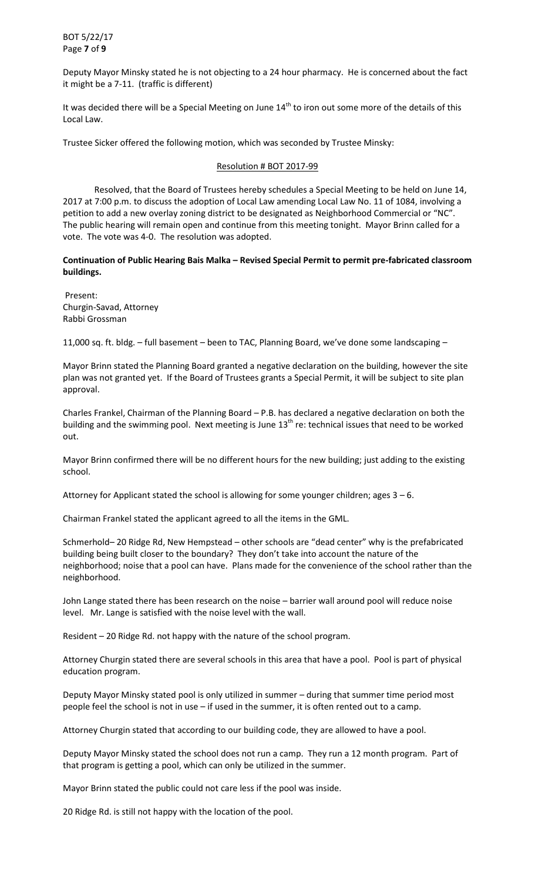Deputy Mayor Minsky stated he is not objecting to a 24 hour pharmacy. He is concerned about the fact it might be a 7-11. (traffic is different)

It was decided there will be a Special Meeting on June 14th to iron out some more of the details of this Local Law.

Trustee Sicker offered the following motion, which was seconded by Trustee Minsky:

Resolution # BOT 2017-99

Resolved, that the Board of Trustees hereby schedules a Special Meeting to be held on June 14, 2017 at 7:00 p.m. to discuss the adoption of Local Law amending Local Law No. 11 of 1084, involving a petition to add a new overlay zoning district to be designated as Neighborhood Commercial or "NC". The public hearing will remain open and continue from this meeting tonight. Mayor Brinn called for a vote. The vote was 4-0. The resolution was adopted.

**Continuation of Public Hearing Bais Malka – Revised Special Permit to permit pre-fabricated classroom buildings.**

Present:
Churgin-Savad, Attorney
Rabbi Grossman

11,000 sq. ft. bldg. – full basement – been to TAC, Planning Board, we've done some landscaping –

Mayor Brinn stated the Planning Board granted a negative declaration on the building, however the site plan was not granted yet. If the Board of Trustees grants a Special Permit, it will be subject to site plan approval.

Charles Frankel, Chairman of the Planning Board – P.B. has declared a negative declaration on both the building and the swimming pool. Next meeting is June 13th re: technical issues that need to be worked out.

Mayor Brinn confirmed there will be no different hours for the new building; just adding to the existing school.

Attorney for Applicant stated the school is allowing for some younger children; ages 3 – 6.

Chairman Frankel stated the applicant agreed to all the items in the GML.

Schmerhold– 20 Ridge Rd, New Hempstead – other schools are "dead center" why is the prefabricated building being built closer to the boundary? They don't take into account the nature of the neighborhood; noise that a pool can have. Plans made for the convenience of the school rather than the neighborhood.

John Lange stated there has been research on the noise – barrier wall around pool will reduce noise level. Mr. Lange is satisfied with the noise level with the wall.

Resident – 20 Ridge Rd. not happy with the nature of the school program.

Attorney Churgin stated there are several schools in this area that have a pool. Pool is part of physical education program.

Deputy Mayor Minsky stated pool is only utilized in summer – during that summer time period most people feel the school is not in use – if used in the summer, it is often rented out to a camp.

Attorney Churgin stated that according to our building code, they are allowed to have a pool.

Deputy Mayor Minsky stated the school does not run a camp. They run a 12 month program. Part of that program is getting a pool, which can only be utilized in the summer.

Mayor Brinn stated the public could not care less if the pool was inside.

20 Ridge Rd. is still not happy with the location of the pool.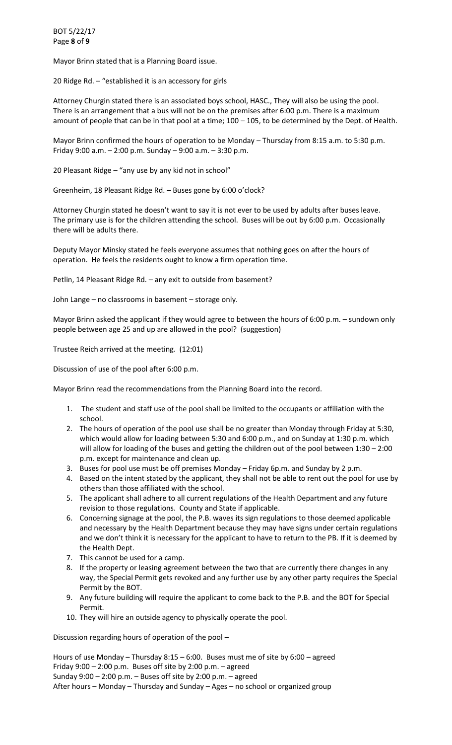Mayor Brinn stated that is a Planning Board issue.

20 Ridge Rd. – "established it is an accessory for girls

Attorney Churgin stated there is an associated boys school, HASC., They will also be using the pool. There is an arrangement that a bus will not be on the premises after 6:00 p.m. There is a maximum amount of people that can be in that pool at a time; 100 – 105, to be determined by the Dept. of Health.

Mayor Brinn confirmed the hours of operation to be Monday – Thursday from 8:15 a.m. to 5:30 p.m. Friday 9:00 a.m. – 2:00 p.m. Sunday – 9:00 a.m. – 3:30 p.m.

20 Pleasant Ridge – "any use by any kid not in school"

Greenheim, 18 Pleasant Ridge Rd. – Buses gone by 6:00 o'clock?

Attorney Churgin stated he doesn't want to say it is not ever to be used by adults after buses leave. The primary use is for the children attending the school. Buses will be out by 6:00 p.m. Occasionally there will be adults there.

Deputy Mayor Minsky stated he feels everyone assumes that nothing goes on after the hours of operation. He feels the residents ought to know a firm operation time.

Petlin, 14 Pleasant Ridge Rd. – any exit to outside from basement?

John Lange – no classrooms in basement – storage only.

Mayor Brinn asked the applicant if they would agree to between the hours of 6:00 p.m. – sundown only people between age 25 and up are allowed in the pool? (suggestion)

Trustee Reich arrived at the meeting. (12:01)

Discussion of use of the pool after 6:00 p.m.

Mayor Brinn read the recommendations from the Planning Board into the record.

1. The student and staff use of the pool shall be limited to the occupants or affiliation with the school.
2. The hours of operation of the pool use shall be no greater than Monday through Friday at 5:30, which would allow for loading between 5:30 and 6:00 p.m., and on Sunday at 1:30 p.m. which will allow for loading of the buses and getting the children out of the pool between 1:30 – 2:00 p.m. except for maintenance and clean up.
3. Buses for pool use must be off premises Monday – Friday 6p.m. and Sunday by 2 p.m.
4. Based on the intent stated by the applicant, they shall not be able to rent out the pool for use by others than those affiliated with the school.
5. The applicant shall adhere to all current regulations of the Health Department and any future revision to those regulations. County and State if applicable.
6. Concerning signage at the pool, the P.B. waves its sign regulations to those deemed applicable and necessary by the Health Department because they may have signs under certain regulations and we don't think it is necessary for the applicant to have to return to the PB. If it is deemed by the Health Dept.
7. This cannot be used for a camp.
8. If the property or leasing agreement between the two that are currently there changes in any way, the Special Permit gets revoked and any further use by any other party requires the Special Permit by the BOT.
9. Any future building will require the applicant to come back to the P.B. and the BOT for Special Permit.
10. They will hire an outside agency to physically operate the pool.

Discussion regarding hours of operation of the pool –

Hours of use Monday – Thursday 8:15 – 6:00. Buses must me of site by 6:00 – agreed
Friday 9:00 – 2:00 p.m. Buses off site by 2:00 p.m. – agreed
Sunday 9:00 – 2:00 p.m. – Buses off site by 2:00 p.m. – agreed
After hours – Monday – Thursday and Sunday – Ages – no school or organized group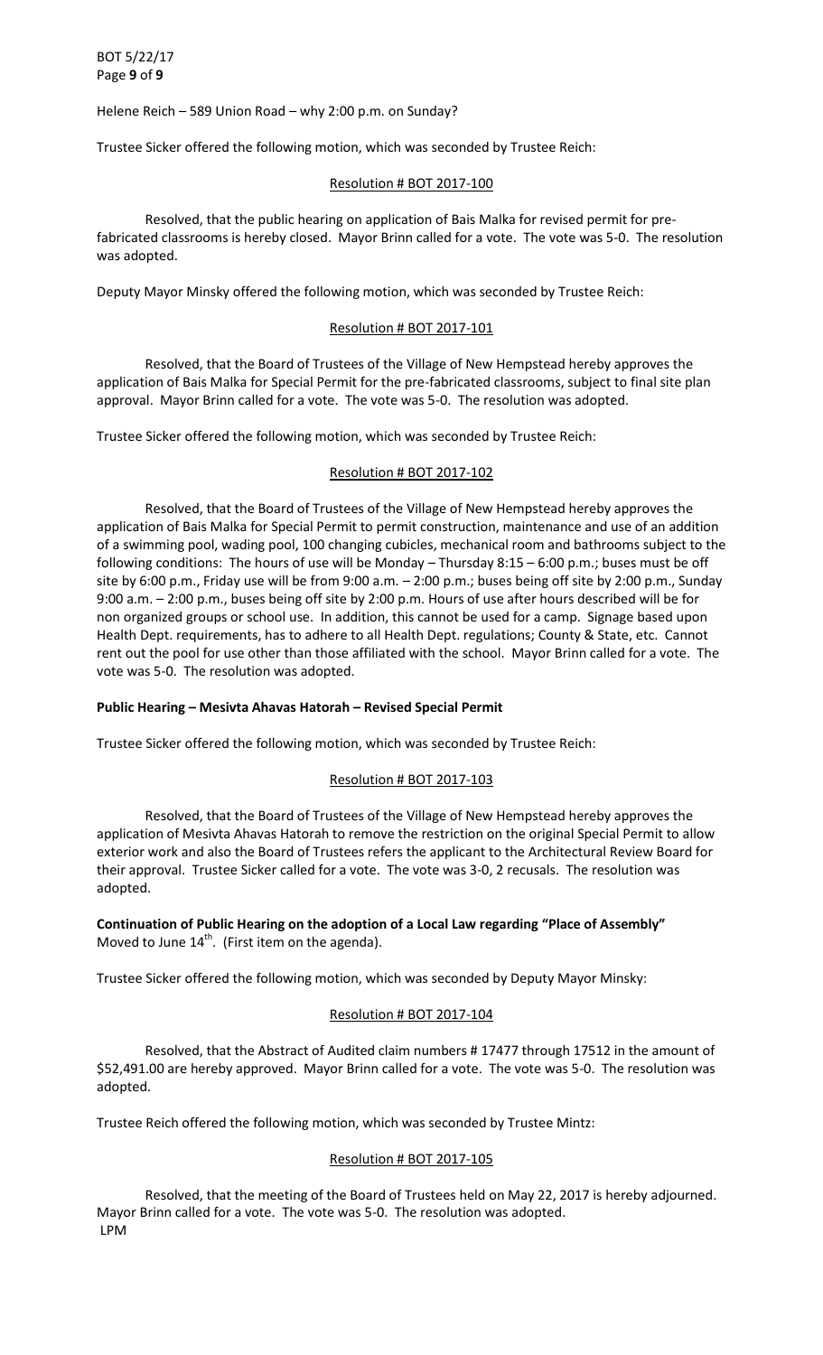Helene Reich – 589 Union Road – why 2:00 p.m. on Sunday?

Trustee Sicker offered the following motion, which was seconded by Trustee Reich:

Resolution # BOT 2017-100

Resolved, that the public hearing on application of Bais Malka for revised permit for pre-fabricated classrooms is hereby closed. Mayor Brinn called for a vote. The vote was 5-0. The resolution was adopted.

Deputy Mayor Minsky offered the following motion, which was seconded by Trustee Reich:

Resolution # BOT 2017-101

Resolved, that the Board of Trustees of the Village of New Hempstead hereby approves the application of Bais Malka for Special Permit for the pre-fabricated classrooms, subject to final site plan approval. Mayor Brinn called for a vote. The vote was 5-0. The resolution was adopted.

Trustee Sicker offered the following motion, which was seconded by Trustee Reich:

Resolution # BOT 2017-102

Resolved, that the Board of Trustees of the Village of New Hempstead hereby approves the application of Bais Malka for Special Permit to permit construction, maintenance and use of an addition of a swimming pool, wading pool, 100 changing cubicles, mechanical room and bathrooms subject to the following conditions: The hours of use will be Monday – Thursday 8:15 – 6:00 p.m.; buses must be off site by 6:00 p.m., Friday use will be from 9:00 a.m. – 2:00 p.m.; buses being off site by 2:00 p.m., Sunday 9:00 a.m. – 2:00 p.m., buses being off site by 2:00 p.m. Hours of use after hours described will be for non organized groups or school use. In addition, this cannot be used for a camp. Signage based upon Health Dept. requirements, has to adhere to all Health Dept. regulations; County & State, etc. Cannot rent out the pool for use other than those affiliated with the school. Mayor Brinn called for a vote. The vote was 5-0. The resolution was adopted.

**Public Hearing – Mesivta Ahavas Hatorah – Revised Special Permit**

Trustee Sicker offered the following motion, which was seconded by Trustee Reich:

Resolution # BOT 2017-103

Resolved, that the Board of Trustees of the Village of New Hempstead hereby approves the application of Mesivta Ahavas Hatorah to remove the restriction on the original Special Permit to allow exterior work and also the Board of Trustees refers the applicant to the Architectural Review Board for their approval. Trustee Sicker called for a vote. The vote was 3-0, 2 recusals. The resolution was adopted.

**Continuation of Public Hearing on the adoption of a Local Law regarding "Place of Assembly"**
Moved to June 14th. (First item on the agenda).

Trustee Sicker offered the following motion, which was seconded by Deputy Mayor Minsky:

Resolution # BOT 2017-104

Resolved, that the Abstract of Audited claim numbers # 17477 through 17512 in the amount of $52,491.00 are hereby approved. Mayor Brinn called for a vote. The vote was 5-0. The resolution was adopted.

Trustee Reich offered the following motion, which was seconded by Trustee Mintz:

Resolution # BOT 2017-105

Resolved, that the meeting of the Board of Trustees held on May 22, 2017 is hereby adjourned. Mayor Brinn called for a vote. The vote was 5-0. The resolution was adopted.

LPM